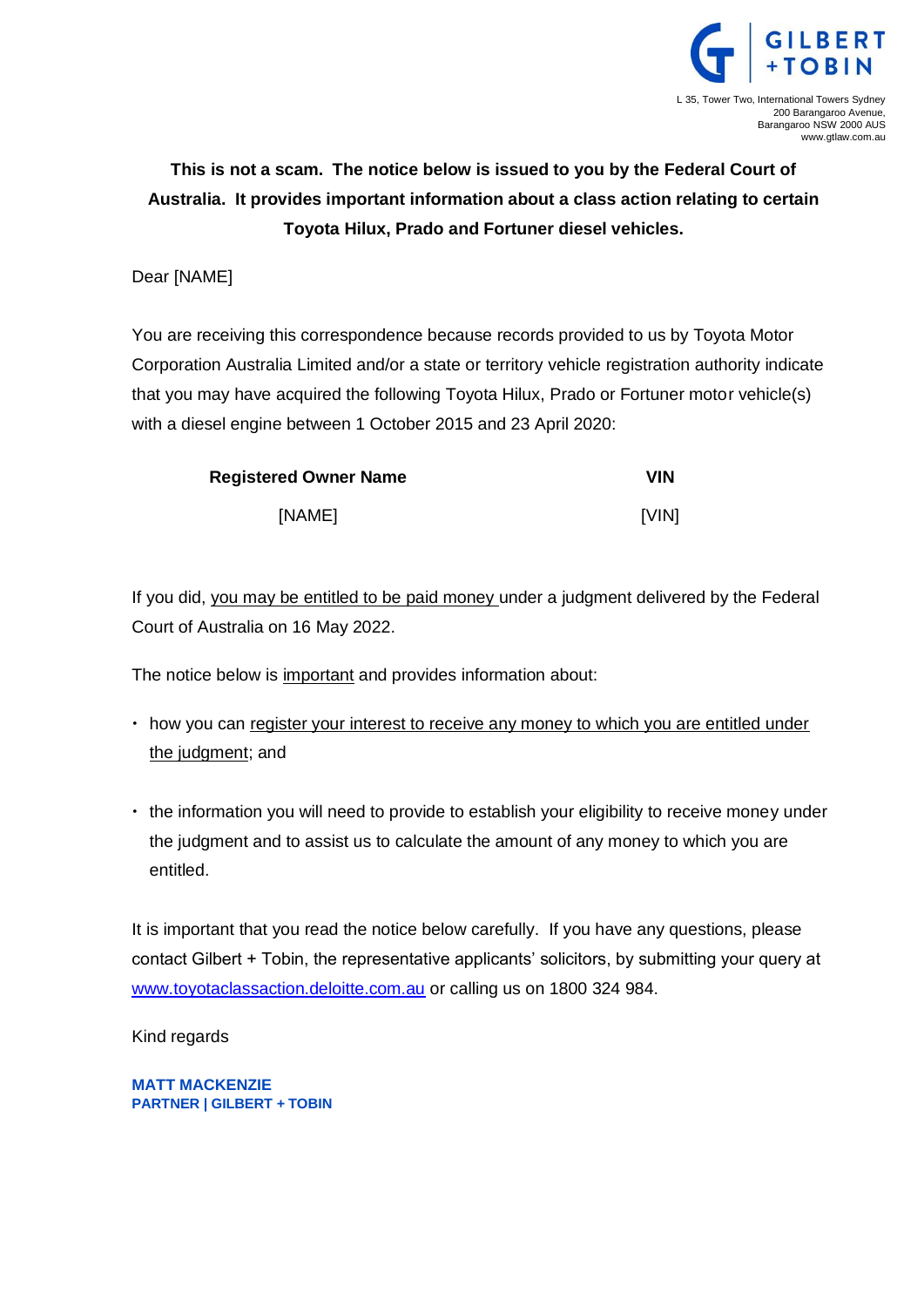GILBERT + TOBIN

L 35, Tower Two, International Towers Sydney
200 Barangaroo Avenue,
Barangaroo NSW 2000 AUS
www.gtlaw.com.au

**This is not a scam. The notice below is issued to you by the Federal Court of Australia. It provides important information about a class action relating to certain Toyota Hilux, Prado and Fortuner diesel vehicles.**

Dear [NAME]

You are receiving this correspondence because records provided to us by Toyota Motor Corporation Australia Limited and/or a state or territory vehicle registration authority indicate that you may have acquired the following Toyota Hilux, Prado or Fortuner motor vehicle(s) with a diesel engine between 1 October 2015 and 23 April 2020:

| Registered Owner Name | VIN |
| --- | --- |
| [NAME] | [VIN] |

If you did, you may be entitled to be paid money under a judgment delivered by the Federal Court of Australia on 16 May 2022.

The notice below is important and provides information about:

- how you can register your interest to receive any money to which you are entitled under the judgment; and
- the information you will need to provide to establish your eligibility to receive money under the judgment and to assist us to calculate the amount of any money to which you are entitled.

It is important that you read the notice below carefully. If you have any questions, please contact Gilbert + Tobin, the representative applicants' solicitors, by submitting your query at www.toyotaclassaction.deloitte.com.au or calling us on 1800 324 984.

Kind regards

**MATT MACKENZIE**
**PARTNER | GILBERT + TOBIN**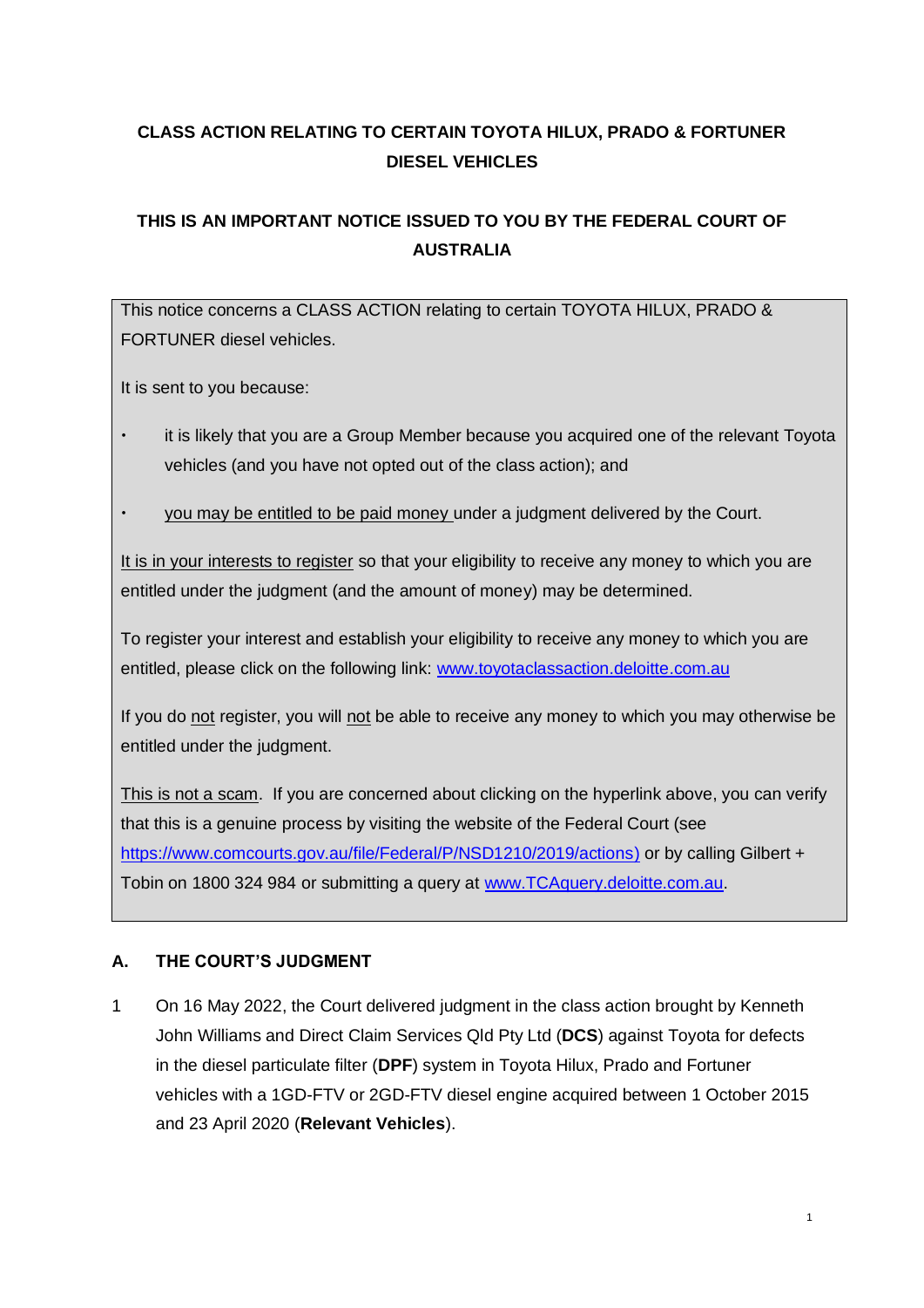**CLASS ACTION RELATING TO CERTAIN TOYOTA HILUX, PRADO & FORTUNER DIESEL VEHICLES**

**THIS IS AN IMPORTANT NOTICE ISSUED TO YOU BY THE FEDERAL COURT OF AUSTRALIA**

> This notice concerns a CLASS ACTION relating to certain TOYOTA HILUX, PRADO & FORTUNER diesel vehicles.
>
> It is sent to you because:
>
> - it is likely that you are a Group Member because you acquired one of the relevant Toyota vehicles (and you have not opted out of the class action); and
> - you may be entitled to be paid money under a judgment delivered by the Court.
>
> It is in your interests to register so that your eligibility to receive any money to which you are entitled under the judgment (and the amount of money) may be determined.
>
> To register your interest and establish your eligibility to receive any money to which you are entitled, please click on the following link: www.toyotaclassaction.deloitte.com.au
>
> If you do not register, you will not be able to receive any money to which you may otherwise be entitled under the judgment.
>
> This is not a scam. If you are concerned about clicking on the hyperlink above, you can verify that this is a genuine process by visiting the website of the Federal Court (see https://www.comcourts.gov.au/file/Federal/P/NSD1210/2019/actions) or by calling Gilbert + Tobin on 1800 324 984 or submitting a query at www.TCAquery.deloitte.com.au.

## A. THE COURT'S JUDGMENT

1 On 16 May 2022, the Court delivered judgment in the class action brought by Kenneth John Williams and Direct Claim Services Qld Pty Ltd (**DCS**) against Toyota for defects in the diesel particulate filter (**DPF**) system in Toyota Hilux, Prado and Fortuner vehicles with a 1GD-FTV or 2GD-FTV diesel engine acquired between 1 October 2015 and 23 April 2020 (**Relevant Vehicles**).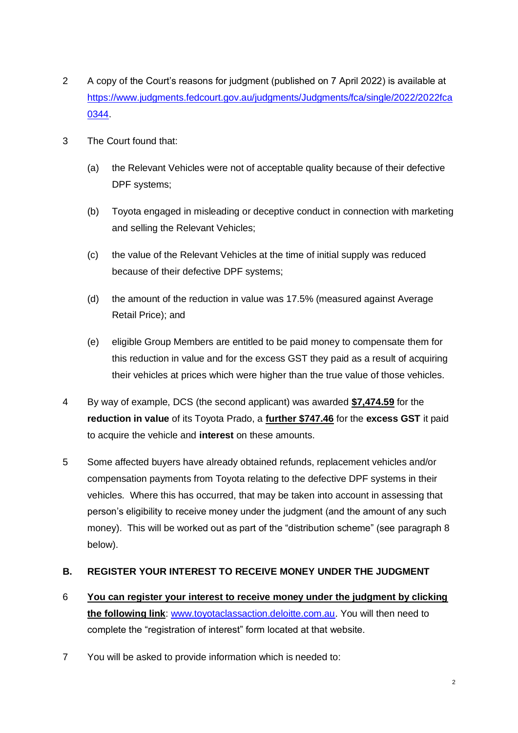2 A copy of the Court's reasons for judgment (published on 7 April 2022) is available at [https://www.judgments.fedcourt.gov.au/judgments/Judgments/fca/single/2022/2022fca0344](https://www.judgments.fedcourt.gov.au/judgments/Judgments/fca/single/2022/2022fca0344).

3 The Court found that:

(a) the Relevant Vehicles were not of acceptable quality because of their defective DPF systems;

(b) Toyota engaged in misleading or deceptive conduct in connection with marketing and selling the Relevant Vehicles;

(c) the value of the Relevant Vehicles at the time of initial supply was reduced because of their defective DPF systems;

(d) the amount of the reduction in value was 17.5% (measured against Average Retail Price); and

(e) eligible Group Members are entitled to be paid money to compensate them for this reduction in value and for the excess GST they paid as a result of acquiring their vehicles at prices which were higher than the true value of those vehicles.

4 By way of example, DCS (the second applicant) was awarded **$7,474.59** for the **reduction in value** of its Toyota Prado, a **further $747.46** for the **excess GST** it paid to acquire the vehicle and **interest** on these amounts.

5 Some affected buyers have already obtained refunds, replacement vehicles and/or compensation payments from Toyota relating to the defective DPF systems in their vehicles. Where this has occurred, that may be taken into account in assessing that person's eligibility to receive money under the judgment (and the amount of any such money). This will be worked out as part of the "distribution scheme" (see paragraph 8 below).

## B. REGISTER YOUR INTEREST TO RECEIVE MONEY UNDER THE JUDGMENT

6 **You can register your interest to receive money under the judgment by clicking the following link**: [www.toyotaclassaction.deloitte.com.au](http://www.toyotaclassaction.deloitte.com.au). You will then need to complete the "registration of interest" form located at that website.

7 You will be asked to provide information which is needed to: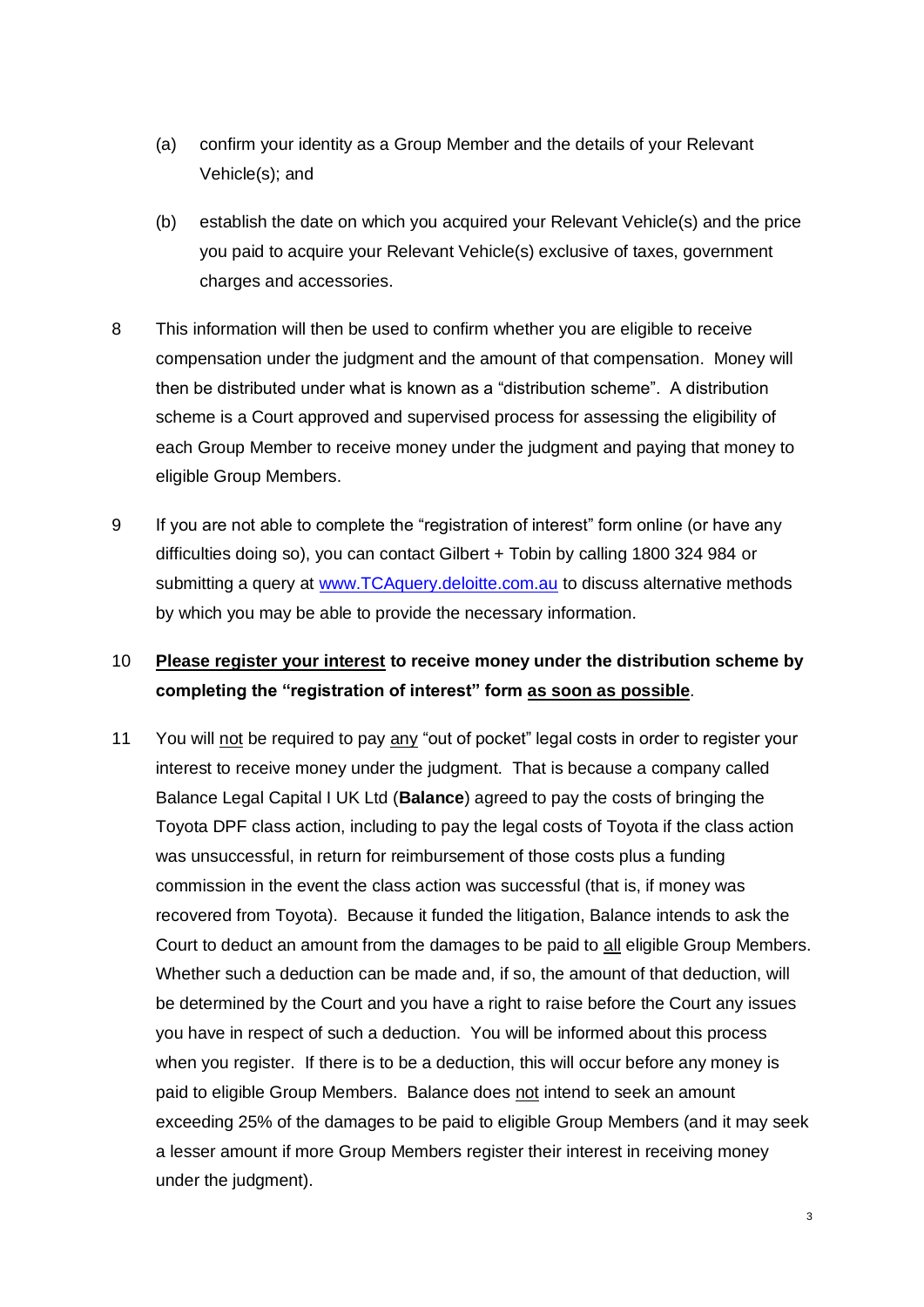(a) confirm your identity as a Group Member and the details of your Relevant Vehicle(s); and

(b) establish the date on which you acquired your Relevant Vehicle(s) and the price you paid to acquire your Relevant Vehicle(s) exclusive of taxes, government charges and accessories.

8 This information will then be used to confirm whether you are eligible to receive compensation under the judgment and the amount of that compensation. Money will then be distributed under what is known as a "distribution scheme". A distribution scheme is a Court approved and supervised process for assessing the eligibility of each Group Member to receive money under the judgment and paying that money to eligible Group Members.

9 If you are not able to complete the "registration of interest" form online (or have any difficulties doing so), you can contact Gilbert + Tobin by calling 1800 324 984 or submitting a query at [www.TCAquery.deloitte.com.au](http://www.TCAquery.deloitte.com.au) to discuss alternative methods by which you may be able to provide the necessary information.

10 **Please register your interest to receive money under the distribution scheme by completing the "registration of interest" form as soon as possible**.

11 You will not be required to pay any "out of pocket" legal costs in order to register your interest to receive money under the judgment. That is because a company called Balance Legal Capital I UK Ltd (**Balance**) agreed to pay the costs of bringing the Toyota DPF class action, including to pay the legal costs of Toyota if the class action was unsuccessful, in return for reimbursement of those costs plus a funding commission in the event the class action was successful (that is, if money was recovered from Toyota). Because it funded the litigation, Balance intends to ask the Court to deduct an amount from the damages to be paid to all eligible Group Members. Whether such a deduction can be made and, if so, the amount of that deduction, will be determined by the Court and you have a right to raise before the Court any issues you have in respect of such a deduction. You will be informed about this process when you register. If there is to be a deduction, this will occur before any money is paid to eligible Group Members. Balance does not intend to seek an amount exceeding 25% of the damages to be paid to eligible Group Members (and it may seek a lesser amount if more Group Members register their interest in receiving money under the judgment).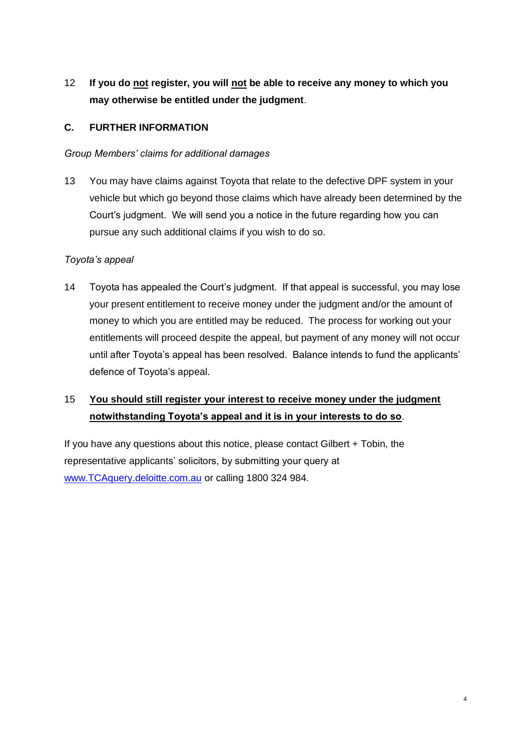12 **If you do <u>not</u> register, you will <u>not</u> be able to receive any money to which you may otherwise be entitled under the judgment**.

## C. FURTHER INFORMATION

*Group Members' claims for additional damages*

13 You may have claims against Toyota that relate to the defective DPF system in your vehicle but which go beyond those claims which have already been determined by the Court's judgment. We will send you a notice in the future regarding how you can pursue any such additional claims if you wish to do so.

*Toyota's appeal*

14 Toyota has appealed the Court's judgment. If that appeal is successful, you may lose your present entitlement to receive money under the judgment and/or the amount of money to which you are entitled may be reduced. The process for working out your entitlements will proceed despite the appeal, but payment of any money will not occur until after Toyota's appeal has been resolved. Balance intends to fund the applicants' defence of Toyota's appeal.

15 **<u>You should still register your interest to receive money under the judgment notwithstanding Toyota's appeal and it is in your interests to do so</u>**.

If you have any questions about this notice, please contact Gilbert + Tobin, the representative applicants' solicitors, by submitting your query at [www.TCAquery.deloitte.com.au](http://www.TCAquery.deloitte.com.au) or calling 1800 324 984.